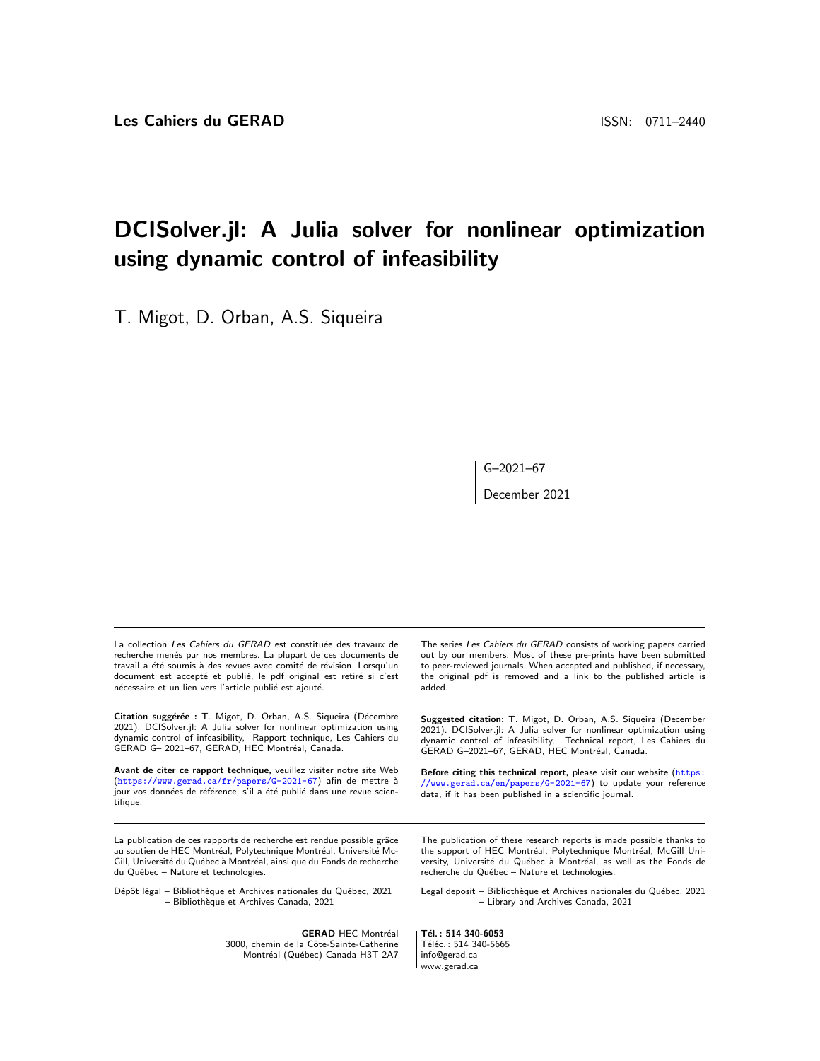**Les Cahiers du GERAD** ISSN: 0711–2440

# DCISolver.jl: A Julia solver for nonlinear optimization using dynamic control of infeasibility

T. Migot, D. Orban, A.S. Siqueira

G–2021–67

December 2021

La collection *Les Cahiers du GERAD* est constituée des travaux de recherche menés par nos membres. La plupart de ces documents de travail a été soumis à des revues avec comité de révision. Lorsqu'un document est accepté et publié, le pdf original est retiré si c'est nécessaire et un lien vers l'article publié est ajouté.

**Citation suggérée :** T. Migot, D. Orban, A.S. Siqueira (Décembre 2021). DCISolver.jl: A Julia solver for nonlinear optimization using dynamic control of infeasibility, Rapport technique, Les Cahiers du GERAD G– 2021–67, GERAD, HEC Montréal, Canada.

**Avant de citer ce rapport technique,** veuillez visiter notre site Web (https://www.gerad.ca/fr/papers/G-2021-67) afin de mettre à jour vos données de référence, s'il a été publié dans une revue scientifique.

The series *Les Cahiers du GERAD* consists of working papers carried out by our members. Most of these pre-prints have been submitted to peer-reviewed journals. When accepted and published, if necessary, the original pdf is removed and a link to the published article is added.

**Suggested citation:** T. Migot, D. Orban, A.S. Siqueira (December 2021). DCISolver.jl: A Julia solver for nonlinear optimization using dynamic control of infeasibility, Technical report, Les Cahiers du GERAD G–2021–67, GERAD, HEC Montréal, Canada.

**Before citing this technical report,** please visit our website (https://www.gerad.ca/en/papers/G-2021-67) to update your reference data, if it has been published in a scientific journal.

La publication de ces rapports de recherche est rendue possible grâce au soutien de HEC Montréal, Polytechnique Montréal, Université McGill, Université du Québec à Montréal, ainsi que du Fonds de recherche du Québec – Nature et technologies.

Dépôt légal – Bibliothèque et Archives nationales du Québec, 2021
– Bibliothèque et Archives Canada, 2021

The publication of these research reports is made possible thanks to the support of HEC Montréal, Polytechnique Montréal, McGill University, Université du Québec à Montréal, as well as the Fonds de recherche du Québec – Nature et technologies.

Legal deposit – Bibliothèque et Archives nationales du Québec, 2021
– Library and Archives Canada, 2021

**GERAD** HEC Montréal
3000, chemin de la Côte-Sainte-Catherine
Montréal (Québec) Canada H3T 2A7

**Tél. : 514 340-6053**
Téléc. : 514 340-5665
info@gerad.ca
www.gerad.ca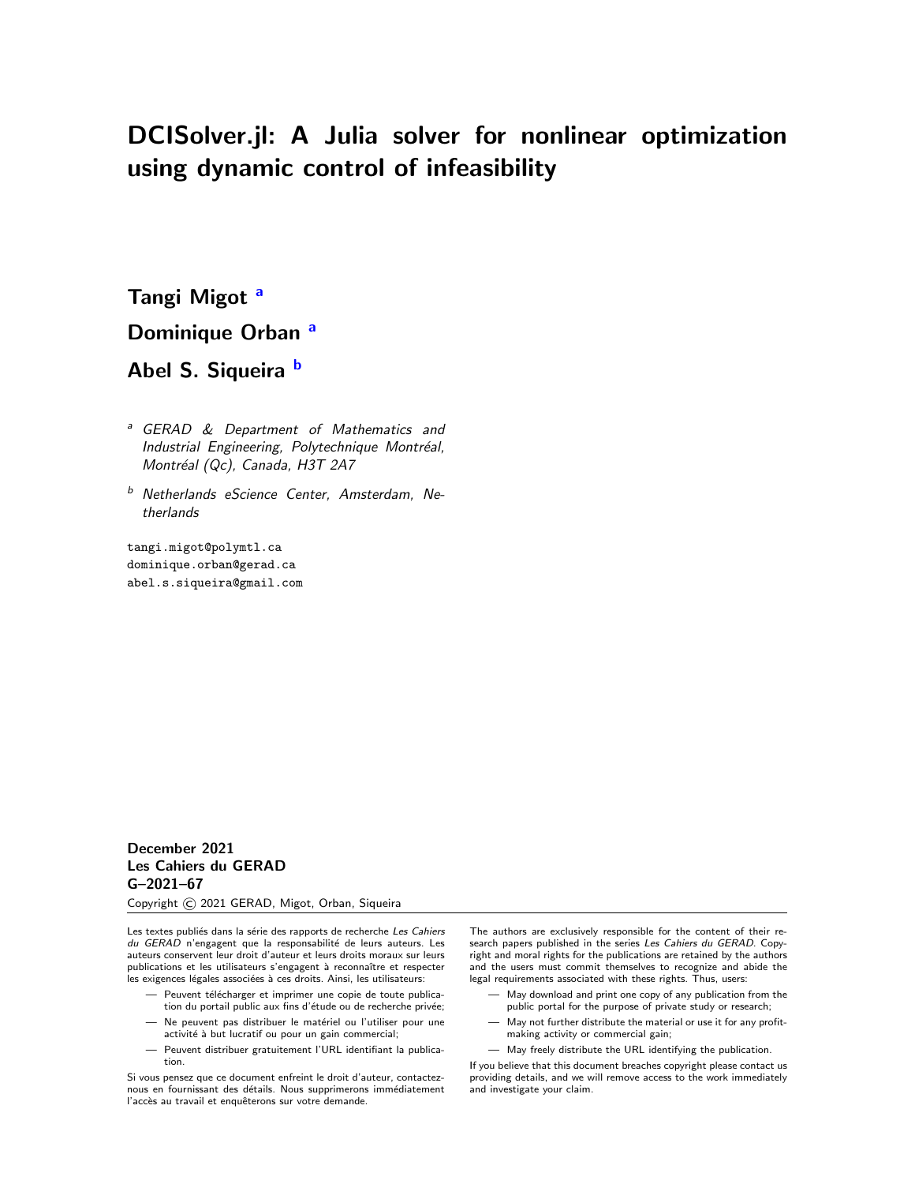# DCISolver.jl: A Julia solver for nonlinear optimization using dynamic control of infeasibility

**Tangi Migot** [a]

**Dominique Orban** [a]

**Abel S. Siqueira** [b]

[a] *GERAD & Department of Mathematics and Industrial Engineering, Polytechnique Montréal, Montréal (Qc), Canada, H3T 2A7*

[b] *Netherlands eScience Center, Amsterdam, Netherlands*

tangi.migot@polymtl.ca
dominique.orban@gerad.ca
abel.s.siqueira@gmail.com

**December 2021**
**Les Cahiers du GERAD**
**G–2021–67**

Copyright © 2021 GERAD, Migot, Orban, Siqueira

Les textes publiés dans la série des rapports de recherche *Les Cahiers du GERAD* n'engagent que la responsabilité de leurs auteurs. Les auteurs conservent leur droit d'auteur et leurs droits moraux sur leurs publications et les utilisateurs s'engagent à reconnaître et respecter les exigences légales associées à ces droits. Ainsi, les utilisateurs:

- Peuvent télécharger et imprimer une copie de toute publication du portail public aux fins d'étude ou de recherche privée;
- Ne peuvent pas distribuer le matériel ou l'utiliser pour une activité à but lucratif ou pour un gain commercial;
- Peuvent distribuer gratuitement l'URL identifiant la publication.

Si vous pensez que ce document enfreint le droit d'auteur, contactez-nous en fournissant des détails. Nous supprimerons immédiatement l'accès au travail et enquêterons sur votre demande.

The authors are exclusively responsible for the content of their research papers published in the series *Les Cahiers du GERAD*. Copyright and moral rights for the publications are retained by the authors and the users must commit themselves to recognize and abide the legal requirements associated with these rights. Thus, users:

- May download and print one copy of any publication from the public portal for the purpose of private study or research;
- May not further distribute the material or use it for any profit-making activity or commercial gain;
- May freely distribute the URL identifying the publication.

If you believe that this document breaches copyright please contact us providing details, and we will remove access to the work immediately and investigate your claim.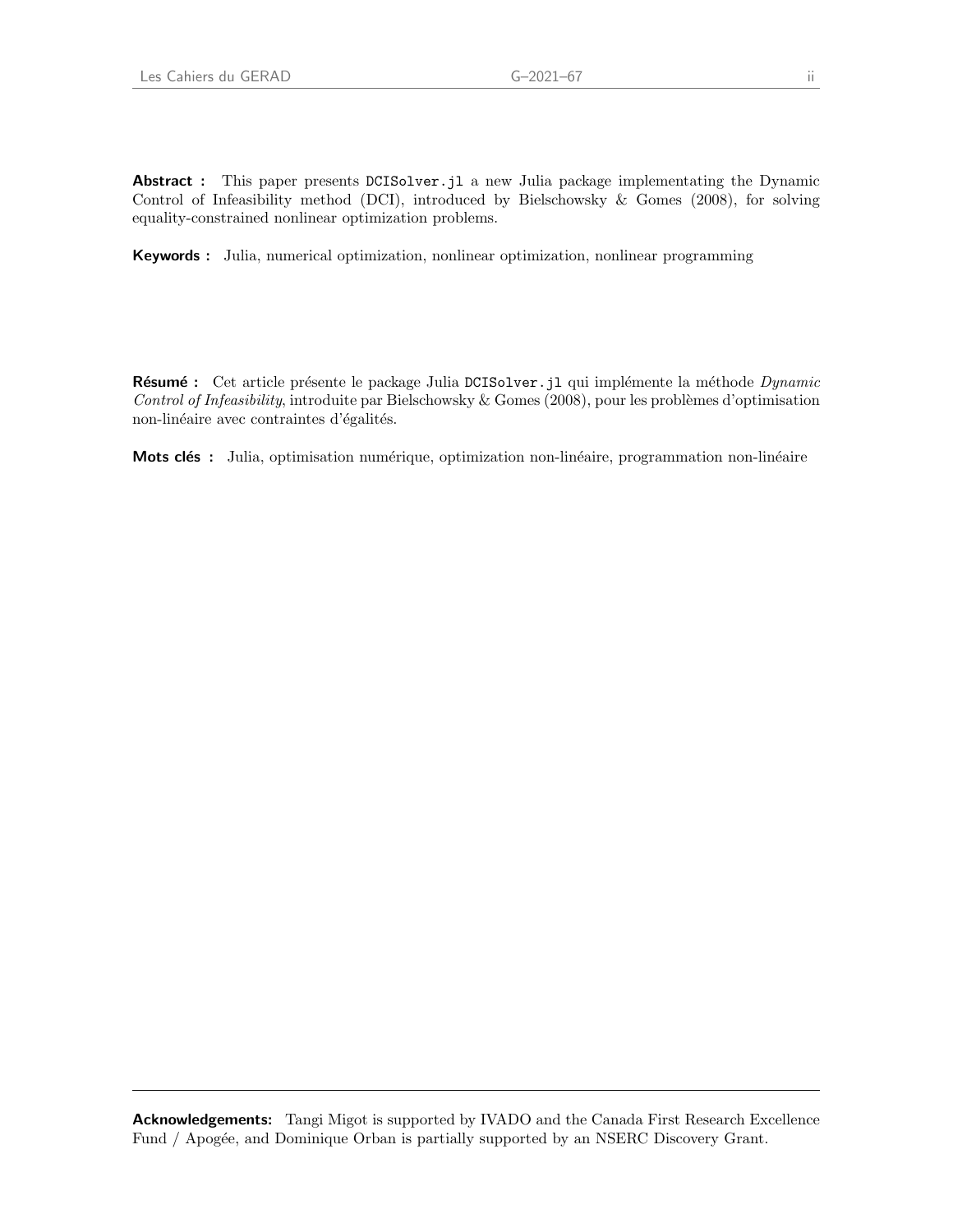**Abstract :** This paper presents `DCISolver.jl` a new Julia package implementating the Dynamic Control of Infeasibility method (DCI), introduced by Bielschowsky & Gomes (2008), for solving equality-constrained nonlinear optimization problems.

**Keywords :** Julia, numerical optimization, nonlinear optimization, nonlinear programming

**Résumé :** Cet article présente le package Julia `DCISolver.jl` qui implémente la méthode *Dynamic Control of Infeasibility*, introduite par Bielschowsky & Gomes (2008), pour les problèmes d'optimisation non-linéaire avec contraintes d'égalités.

**Mots clés :** Julia, optimisation numérique, optimization non-linéaire, programmation non-linéaire

---

**Acknowledgements:** Tangi Migot is supported by IVADO and the Canada First Research Excellence Fund / Apogée, and Dominique Orban is partially supported by an NSERC Discovery Grant.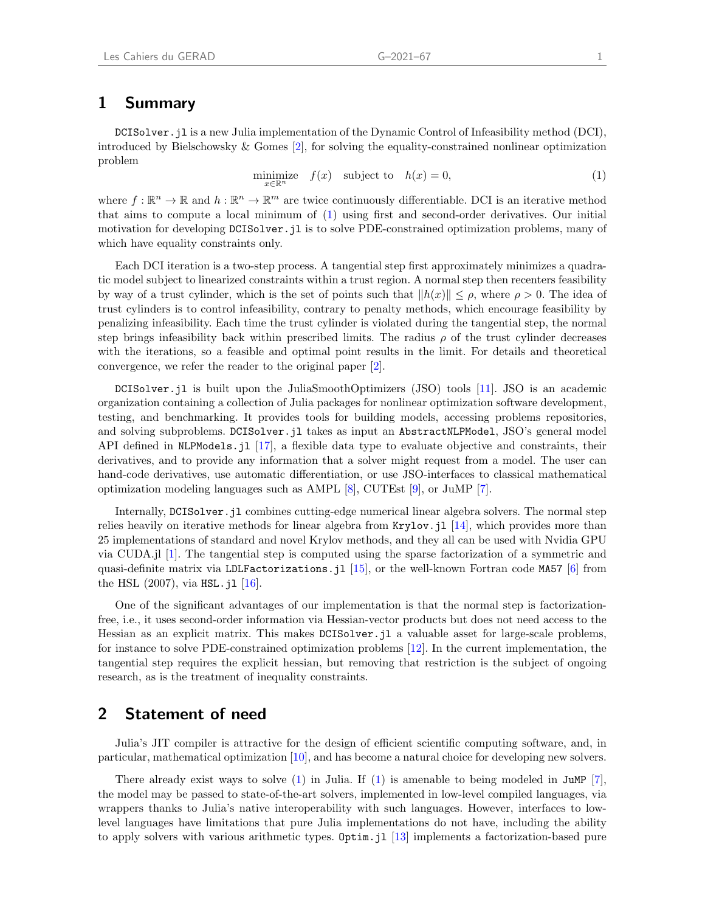## 1 Summary

`DCISolver.jl` is a new Julia implementation of the Dynamic Control of Infeasibility method (DCI), introduced by Bielschowsky & Gomes [2], for solving the equality-constrained nonlinear optimization problem

$$\underset{x\in\mathbb{R}^n}{\text{minimize}} \quad f(x) \quad \text{subject to} \quad h(x) = 0, \tag{1}$$

where $f : \mathbb{R}^n \to \mathbb{R}$ and $h : \mathbb{R}^n \to \mathbb{R}^m$ are twice continuously differentiable. DCI is an iterative method that aims to compute a local minimum of (1) using first and second-order derivatives. Our initial motivation for developing `DCISolver.jl` is to solve PDE-constrained optimization problems, many of which have equality constraints only.

Each DCI iteration is a two-step process. A tangential step first approximately minimizes a quadratic model subject to linearized constraints within a trust region. A normal step then recenters feasibility by way of a trust cylinder, which is the set of points such that $\|h(x)\| \leq \rho$, where $\rho > 0$. The idea of trust cylinders is to control infeasibility, contrary to penalty methods, which encourage feasibility by penalizing infeasibility. Each time the trust cylinder is violated during the tangential step, the normal step brings infeasibility back within prescribed limits. The radius $\rho$ of the trust cylinder decreases with the iterations, so a feasible and optimal point results in the limit. For details and theoretical convergence, we refer the reader to the original paper [2].

`DCISolver.jl` is built upon the JuliaSmoothOptimizers (JSO) tools [11]. JSO is an academic organization containing a collection of Julia packages for nonlinear optimization software development, testing, and benchmarking. It provides tools for building models, accessing problems repositories, and solving subproblems. `DCISolver.jl` takes as input an `AbstractNLPModel`, JSO's general model API defined in `NLPModels.jl` [17], a flexible data type to evaluate objective and constraints, their derivatives, and to provide any information that a solver might request from a model. The user can hand-code derivatives, use automatic differentiation, or use JSO-interfaces to classical mathematical optimization modeling languages such as AMPL [8], CUTEst [9], or JuMP [7].

Internally, `DCISolver.jl` combines cutting-edge numerical linear algebra solvers. The normal step relies heavily on iterative methods for linear algebra from `Krylov.jl` [14], which provides more than 25 implementations of standard and novel Krylov methods, and they all can be used with Nvidia GPU via CUDA.jl [1]. The tangential step is computed using the sparse factorization of a symmetric and quasi-definite matrix via `LDLFactorizations.jl` [15], or the well-known Fortran code `MA57` [6] from the HSL (2007), via `HSL.jl` [16].

One of the significant advantages of our implementation is that the normal step is factorization-free, i.e., it uses second-order information via Hessian-vector products but does not need access to the Hessian as an explicit matrix. This makes `DCISolver.jl` a valuable asset for large-scale problems, for instance to solve PDE-constrained optimization problems [12]. In the current implementation, the tangential step requires the explicit hessian, but removing that restriction is the subject of ongoing research, as is the treatment of inequality constraints.

## 2 Statement of need

Julia's JIT compiler is attractive for the design of efficient scientific computing software, and, in particular, mathematical optimization [10], and has become a natural choice for developing new solvers.

There already exist ways to solve (1) in Julia. If (1) is amenable to being modeled in `JuMP` [7], the model may be passed to state-of-the-art solvers, implemented in low-level compiled languages, via wrappers thanks to Julia's native interoperability with such languages. However, interfaces to low-level languages have limitations that pure Julia implementations do not have, including the ability to apply solvers with various arithmetic types. `Optim.jl` [13] implements a factorization-based pure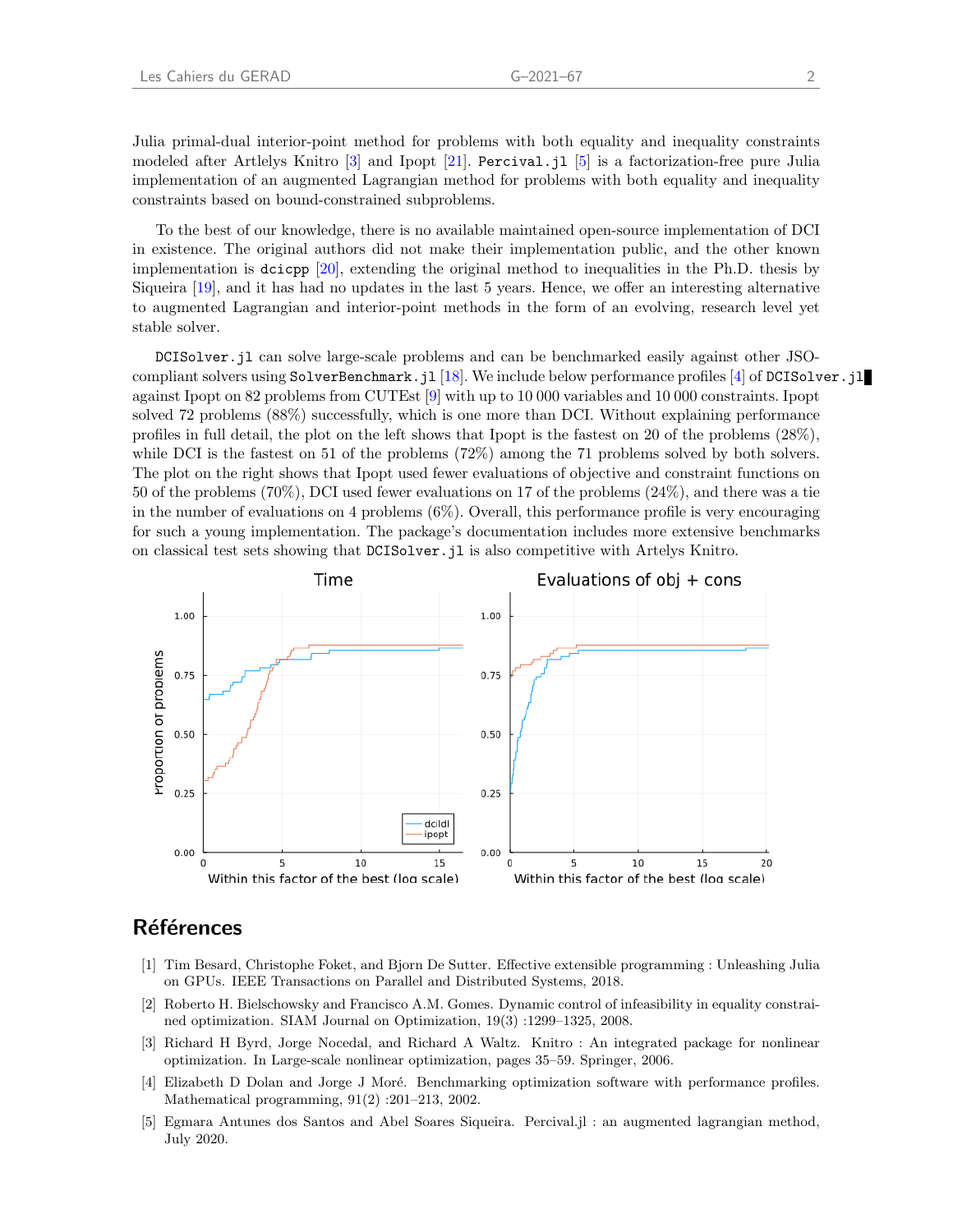Julia primal-dual interior-point method for problems with both equality and inequality constraints modeled after Artelys Knitro [3] and Ipopt [21]. `Percival.jl` [5] is a factorization-free pure Julia implementation of an augmented Lagrangian method for problems with both equality and inequality constraints based on bound-constrained subproblems.

To the best of our knowledge, there is no available maintained open-source implementation of DCI in existence. The original authors did not make their implementation public, and the other known implementation is `dcicpp` [20], extending the original method to inequalities in the Ph.D. thesis by Siqueira [19], and it has had no updates in the last 5 years. Hence, we offer an interesting alternative to augmented Lagrangian and interior-point methods in the form of an evolving, research level yet stable solver.

`DCISolver.jl` can solve large-scale problems and can be benchmarked easily against other JSO-compliant solvers using `SolverBenchmark.jl` [18]. We include below performance profiles [4] of `DCISolver.jl` against Ipopt on 82 problems from CUTEst [9] with up to 10 000 variables and 10 000 constraints. Ipopt solved 72 problems (88%) successfully, which is one more than DCI. Without explaining performance profiles in full detail, the plot on the left shows that Ipopt is the fastest on 20 of the problems (28%), while DCI is the fastest on 51 of the problems (72%) among the 71 problems solved by both solvers. The plot on the right shows that Ipopt used fewer evaluations of objective and constraint functions on 50 of the problems (70%), DCI used fewer evaluations on 17 of the problems (24%), and there was a tie in the number of evaluations on 4 problems (6%). Overall, this performance profile is very encouraging for such a young implementation. The package's documentation includes more extensive benchmarks on classical test sets showing that `DCISolver.jl` is also competitive with Artelys Knitro.

## Références

[1] Tim Besard, Christophe Foket, and Bjorn De Sutter. Effective extensible programming : Unleashing Julia on GPUs. IEEE Transactions on Parallel and Distributed Systems, 2018.

[2] Roberto H. Bielschowsky and Francisco A.M. Gomes. Dynamic control of infeasibility in equality constrained optimization. SIAM Journal on Optimization, 19(3) :1299–1325, 2008.

[3] Richard H Byrd, Jorge Nocedal, and Richard A Waltz. Knitro : An integrated package for nonlinear optimization. In Large-scale nonlinear optimization, pages 35–59. Springer, 2006.

[4] Elizabeth D Dolan and Jorge J Moré. Benchmarking optimization software with performance profiles. Mathematical programming, 91(2) :201–213, 2002.

[5] Egmara Antunes dos Santos and Abel Soares Siqueira. Percival.jl : an augmented lagrangian method, July 2020.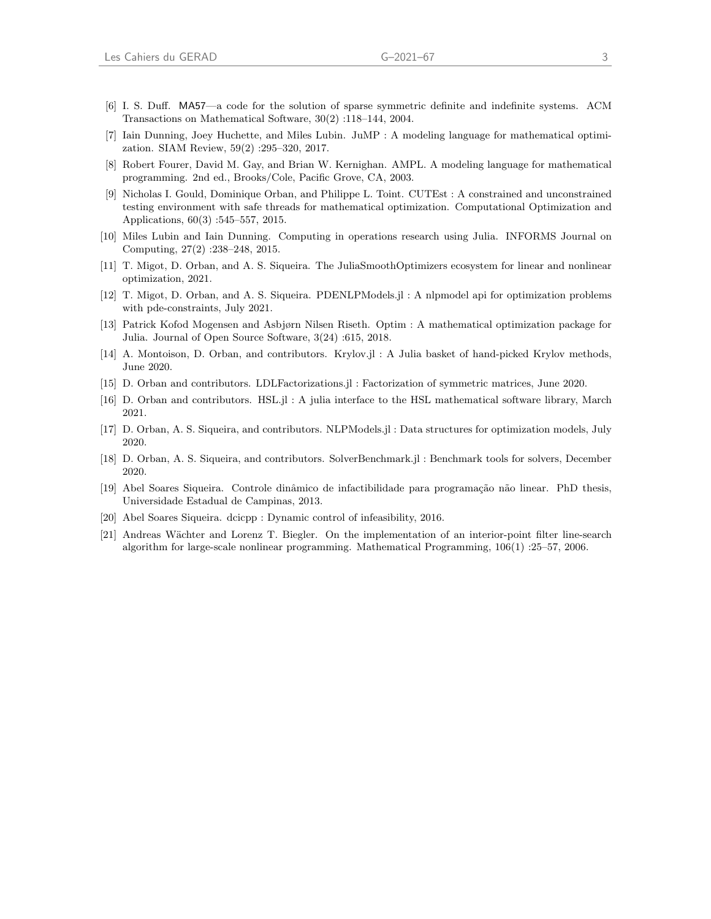[6] I. S. Duff. MA57—a code for the solution of sparse symmetric definite and indefinite systems. ACM Transactions on Mathematical Software, 30(2) :118–144, 2004.

[7] Iain Dunning, Joey Huchette, and Miles Lubin. JuMP : A modeling language for mathematical optimization. SIAM Review, 59(2) :295–320, 2017.

[8] Robert Fourer, David M. Gay, and Brian W. Kernighan. AMPL. A modeling language for mathematical programming. 2nd ed., Brooks/Cole, Pacific Grove, CA, 2003.

[9] Nicholas I. Gould, Dominique Orban, and Philippe L. Toint. CUTEst : A constrained and unconstrained testing environment with safe threads for mathematical optimization. Computational Optimization and Applications, 60(3) :545–557, 2015.

[10] Miles Lubin and Iain Dunning. Computing in operations research using Julia. INFORMS Journal on Computing, 27(2) :238–248, 2015.

[11] T. Migot, D. Orban, and A. S. Siqueira. The JuliaSmoothOptimizers ecosystem for linear and nonlinear optimization, 2021.

[12] T. Migot, D. Orban, and A. S. Siqueira. PDENLPModels.jl : A nlpmodel api for optimization problems with pde-constraints, July 2021.

[13] Patrick Kofod Mogensen and Asbjørn Nilsen Riseth. Optim : A mathematical optimization package for Julia. Journal of Open Source Software, 3(24) :615, 2018.

[14] A. Montoison, D. Orban, and contributors. Krylov.jl : A Julia basket of hand-picked Krylov methods, June 2020.

[15] D. Orban and contributors. LDLFactorizations.jl : Factorization of symmetric matrices, June 2020.

[16] D. Orban and contributors. HSL.jl : A julia interface to the HSL mathematical software library, March 2021.

[17] D. Orban, A. S. Siqueira, and contributors. NLPModels.jl : Data structures for optimization models, July 2020.

[18] D. Orban, A. S. Siqueira, and contributors. SolverBenchmark.jl : Benchmark tools for solvers, December 2020.

[19] Abel Soares Siqueira. Controle dinâmico de infactibilidade para programação não linear. PhD thesis, Universidade Estadual de Campinas, 2013.

[20] Abel Soares Siqueira. dcicpp : Dynamic control of infeasibility, 2016.

[21] Andreas Wächter and Lorenz T. Biegler. On the implementation of an interior-point filter line-search algorithm for large-scale nonlinear programming. Mathematical Programming, 106(1) :25–57, 2006.